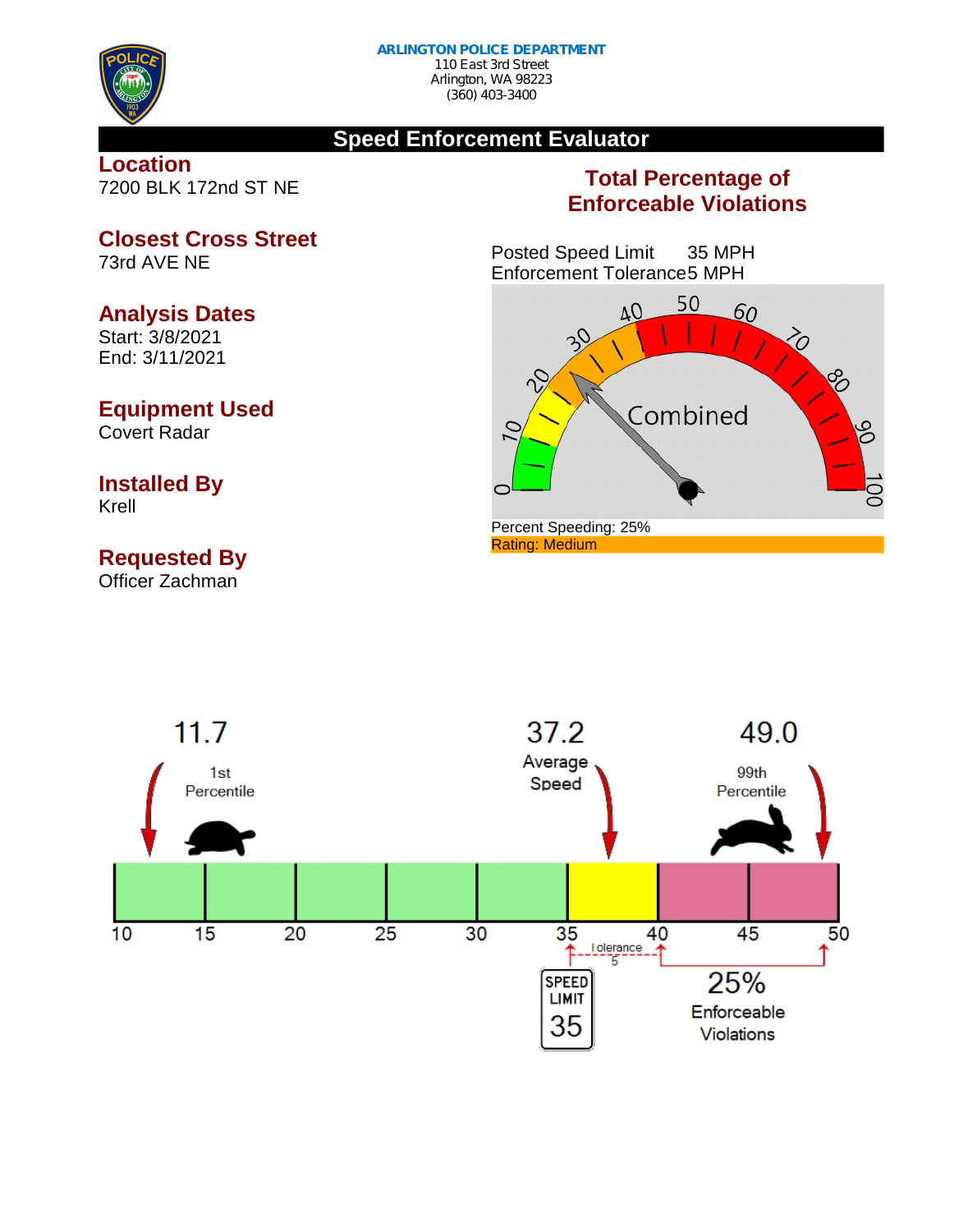**ARLINGTON POLICE DEPARTMENT**
110 East 3rd Street
Arlington, WA 98223
(360) 403-3400

## Speed Enforcement Evaluator

### Location
7200 BLK 172nd ST NE

### Closest Cross Street
73rd AVE NE

### Analysis Dates
Start: 3/8/2021
End: 3/11/2021

### Equipment Used
Covert Radar

### Installed By
Krell

### Requested By
Officer Zachman

### Total Percentage of Enforceable Violations

Posted Speed Limit 35 MPH
Enforcement Tolerance 5 MPH

Combined

Percent Speeding: 25%
Rating: Medium

11.7
1st Percentile

37.2
Average Speed

49.0
99th Percentile

Tolerance 5

SPEED LIMIT 35

25%
Enforceable Violations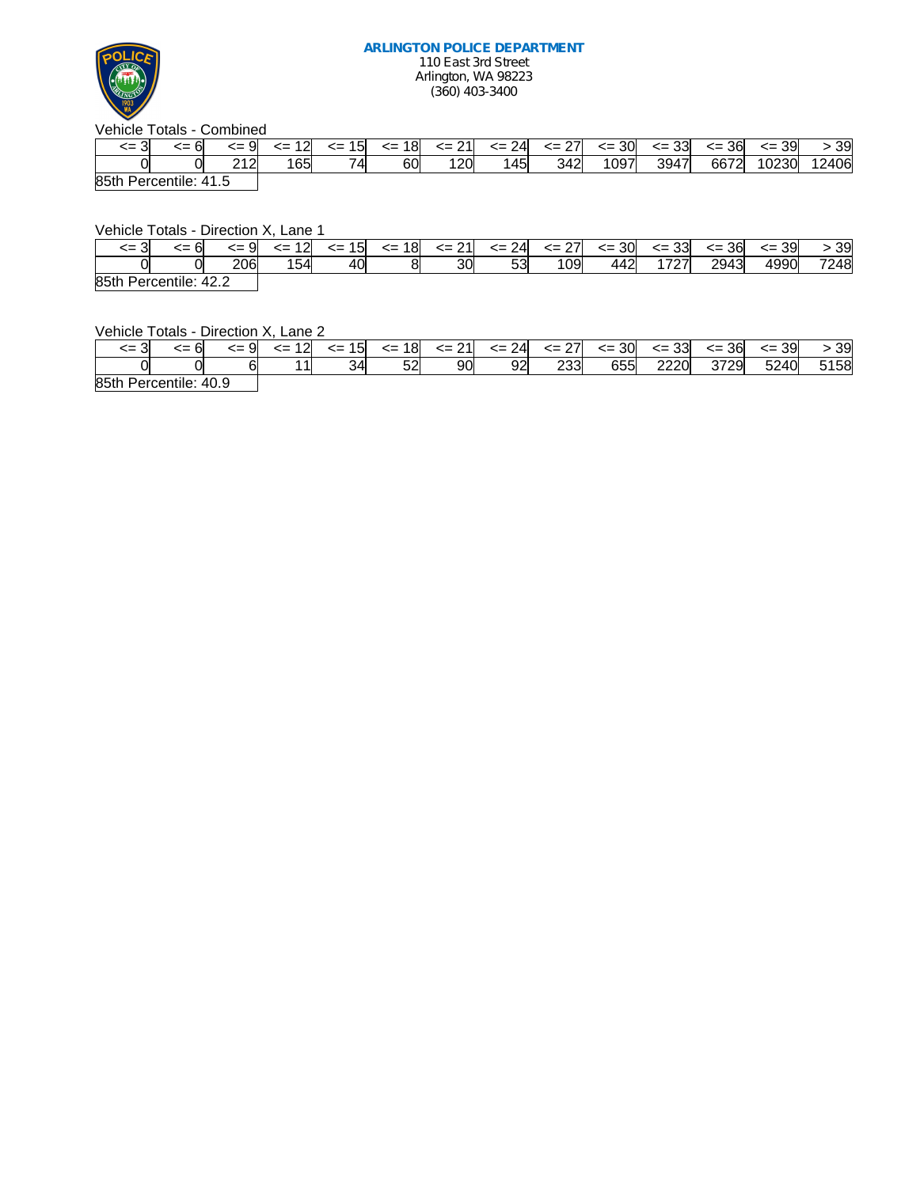**ARLINGTON POLICE DEPARTMENT**
110 East 3rd Street
Arlington, WA 98223
(360) 403-3400

Vehicle Totals - Combined

| <= 3 | <= 6 | <= 9 | <= 12 | <= 15 | <= 18 | <= 21 | <= 24 | <= 27 | <= 30 | <= 33 | <= 36 | <= 39 | > 39 |
|---|---|---|---|---|---|---|---|---|---|---|---|---|---|
| 0 | 0 | 212 | 165 | 74 | 60 | 120 | 145 | 342 | 1097 | 3947 | 6672 | 10230 | 12406 |

85th Percentile: 41.5

Vehicle Totals - Direction X, Lane 1

| <= 3 | <= 6 | <= 9 | <= 12 | <= 15 | <= 18 | <= 21 | <= 24 | <= 27 | <= 30 | <= 33 | <= 36 | <= 39 | > 39 |
|---|---|---|---|---|---|---|---|---|---|---|---|---|---|
| 0 | 0 | 206 | 154 | 40 | 8 | 30 | 53 | 109 | 442 | 1727 | 2943 | 4990 | 7248 |

85th Percentile: 42.2

Vehicle Totals - Direction X, Lane 2

| <= 3 | <= 6 | <= 9 | <= 12 | <= 15 | <= 18 | <= 21 | <= 24 | <= 27 | <= 30 | <= 33 | <= 36 | <= 39 | > 39 |
|---|---|---|---|---|---|---|---|---|---|---|---|---|---|
| 0 | 0 | 6 | 11 | 34 | 52 | 90 | 92 | 233 | 655 | 2220 | 3729 | 5240 | 5158 |

85th Percentile: 40.9